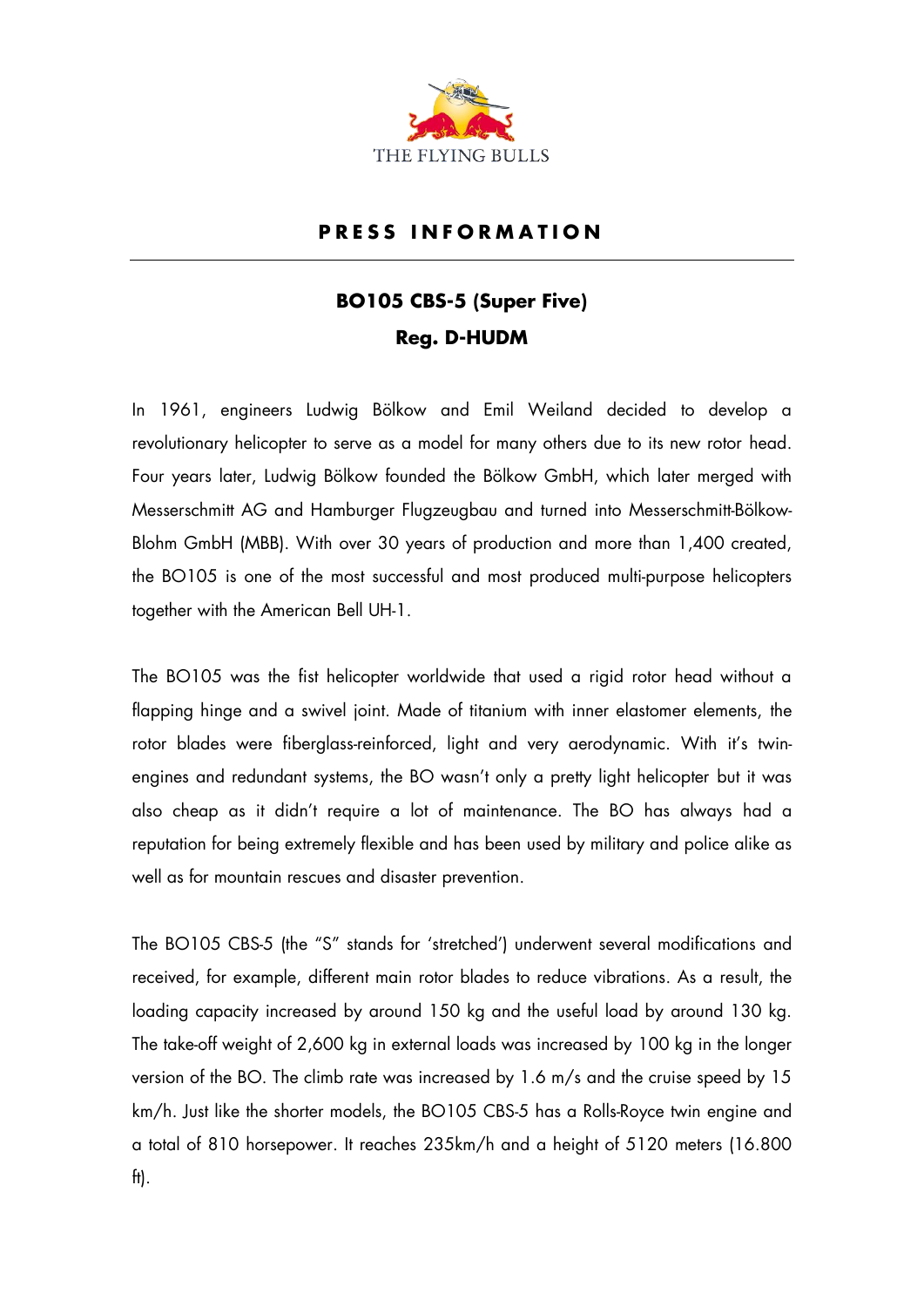THE FLYING BULLS

**PRESS INFORMATION**

---

# BO105 CBS-5 (Super Five)

## Reg. D-HUDM

In 1961, engineers Ludwig Bölkow and Emil Weiland decided to develop a revolutionary helicopter to serve as a model for many others due to its new rotor head. Four years later, Ludwig Bölkow founded the Bölkow GmbH, which later merged with Messerschmitt AG and Hamburger Flugzeugbau and turned into Messerschmitt-Bölkow-Blohm GmbH (MBB). With over 30 years of production and more than 1,400 created, the BO105 is one of the most successful and most produced multi-purpose helicopters together with the American Bell UH-1.

The BO105 was the fist helicopter worldwide that used a rigid rotor head without a flapping hinge and a swivel joint. Made of titanium with inner elastomer elements, the rotor blades were fiberglass-reinforced, light and very aerodynamic. With it's twin-engines and redundant systems, the BO wasn't only a pretty light helicopter but it was also cheap as it didn't require a lot of maintenance. The BO has always had a reputation for being extremely flexible and has been used by military and police alike as well as for mountain rescues and disaster prevention.

The BO105 CBS-5 (the "S" stands for 'stretched') underwent several modifications and received, for example, different main rotor blades to reduce vibrations. As a result, the loading capacity increased by around 150 kg and the useful load by around 130 kg. The take-off weight of 2,600 kg in external loads was increased by 100 kg in the longer version of the BO. The climb rate was increased by 1.6 m/s and the cruise speed by 15 km/h. Just like the shorter models, the BO105 CBS-5 has a Rolls-Royce twin engine and a total of 810 horsepower. It reaches 235km/h and a height of 5120 meters (16.800 ft).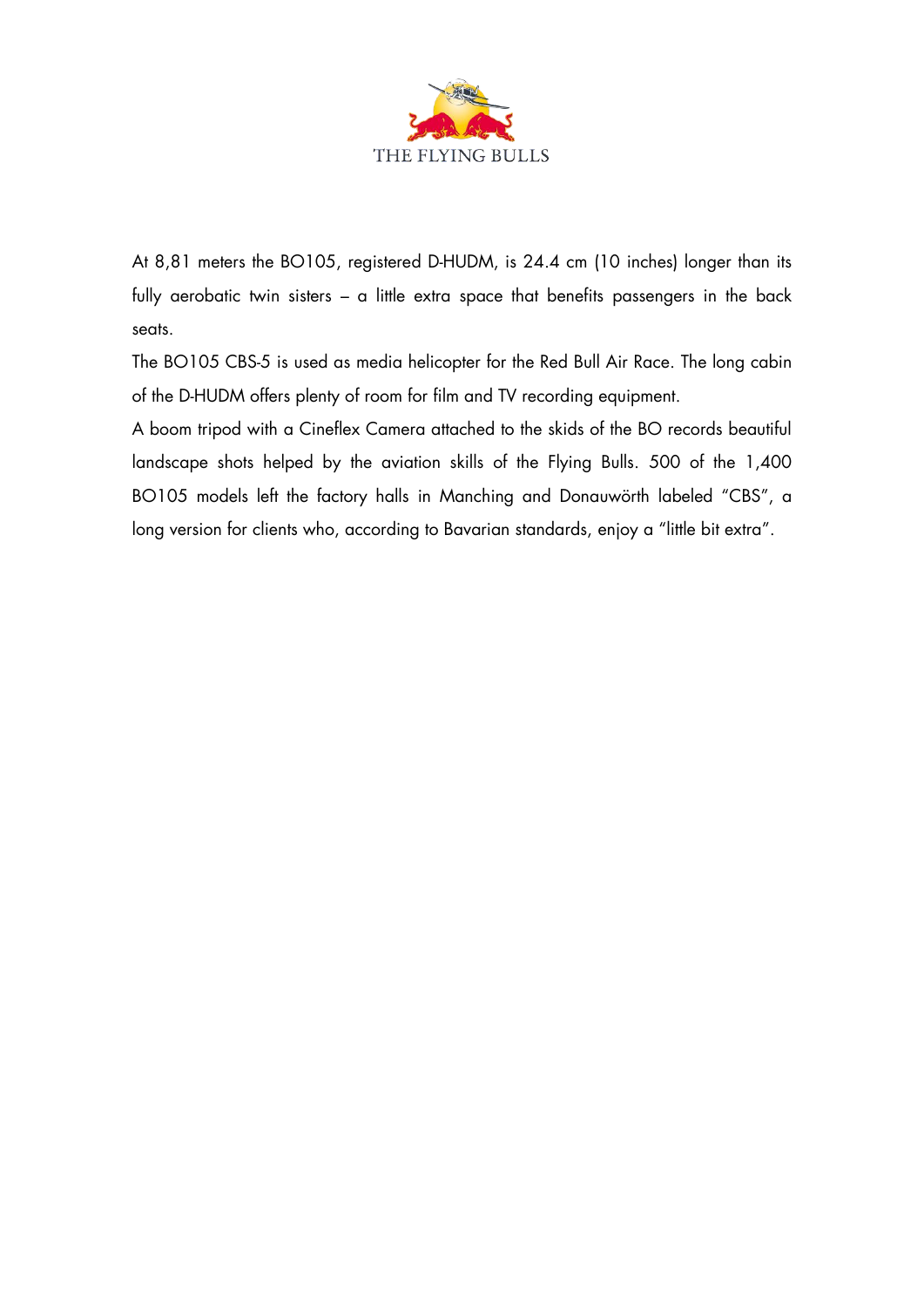At 8,81 meters the BO105, registered D-HUDM, is 24.4 cm (10 inches) longer than its fully aerobatic twin sisters – a little extra space that benefits passengers in the back seats.

The BO105 CBS-5 is used as media helicopter for the Red Bull Air Race. The long cabin of the D-HUDM offers plenty of room for film and TV recording equipment.

A boom tripod with a Cineflex Camera attached to the skids of the BO records beautiful landscape shots helped by the aviation skills of the Flying Bulls. 500 of the 1,400 BO105 models left the factory halls in Manching and Donauwörth labeled "CBS", a long version for clients who, according to Bavarian standards, enjoy a "little bit extra".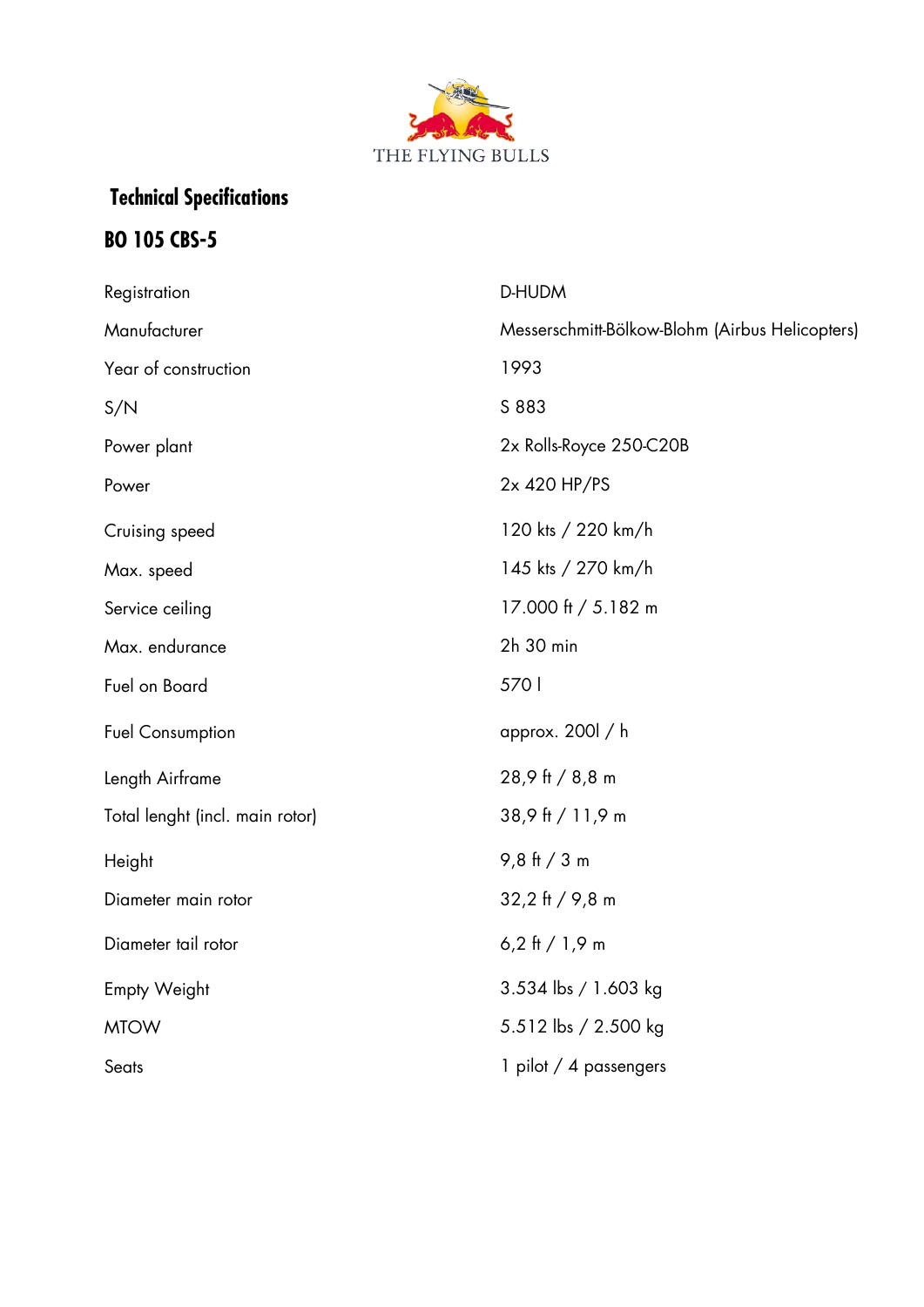THE FLYING BULLS

## Technical Specifications

## BO 105 CBS-5

| | |
|---|---|
| Registration | D-HUDM |
| Manufacturer | Messerschmitt-Bölkow-Blohm (Airbus Helicopters) |
| Year of construction | 1993 |
| S/N | S 883 |
| Power plant | 2x Rolls-Royce 250-C20B |
| Power | 2x 420 HP/PS |
| Cruising speed | 120 kts / 220 km/h |
| Max. speed | 145 kts / 270 km/h |
| Service ceiling | 17.000 ft / 5.182 m |
| Max. endurance | 2h 30 min |
| Fuel on Board | 570 l |
| Fuel Consumption | approx. 200l / h |
| Length Airframe | 28,9 ft / 8,8 m |
| Total lenght (incl. main rotor) | 38,9 ft / 11,9 m |
| Height | 9,8 ft / 3 m |
| Diameter main rotor | 32,2 ft / 9,8 m |
| Diameter tail rotor | 6,2 ft / 1,9 m |
| Empty Weight | 3.534 lbs / 1.603 kg |
| MTOW | 5.512 lbs / 2.500 kg |
| Seats | 1 pilot / 4 passengers |